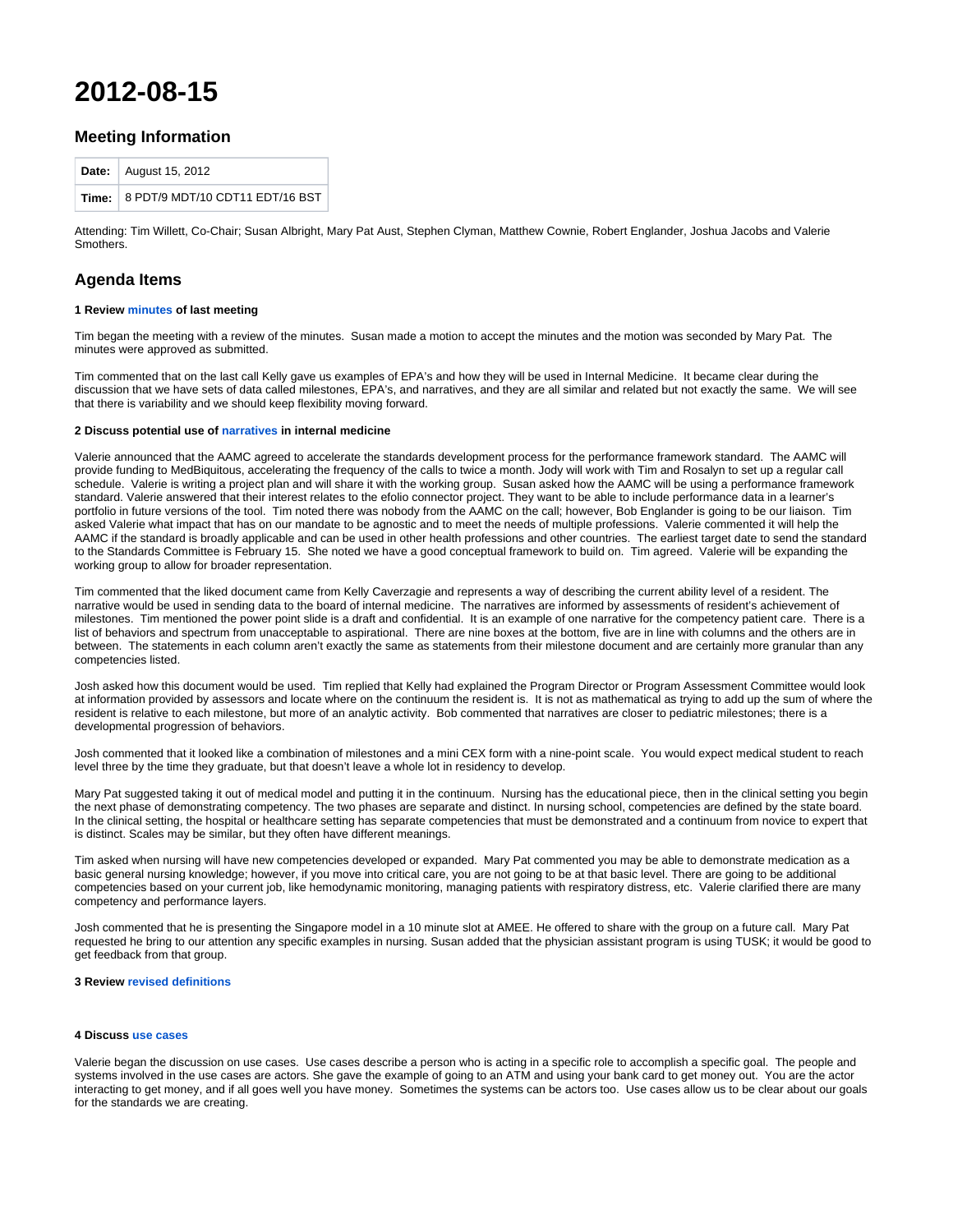# 2012-08-15

## Meeting Information

| Date: | August 15, 2012 |
|---|---|
| Time: | 8 PDT/9 MDT/10 CDT11 EDT/16 BST |

Attending: Tim Willett, Co-Chair; Susan Albright, Mary Pat Aust, Stephen Clyman, Matthew Cownie, Robert Englander, Joshua Jacobs and Valerie Smothers.

## Agenda Items

**1 Review minutes of last meeting**

Tim began the meeting with a review of the minutes. Susan made a motion to accept the minutes and the motion was seconded by Mary Pat. The minutes were approved as submitted.

Tim commented that on the last call Kelly gave us examples of EPA's and how they will be used in Internal Medicine. It became clear during the discussion that we have sets of data called milestones, EPA's, and narratives, and they are all similar and related but not exactly the same. We will see that there is variability and we should keep flexibility moving forward.

**2 Discuss potential use of narratives in internal medicine**

Valerie announced that the AAMC agreed to accelerate the standards development process for the performance framework standard. The AAMC will provide funding to MedBiquitous, accelerating the frequency of the calls to twice a month. Jody will work with Tim and Rosalyn to set up a regular call schedule. Valerie is writing a project plan and will share it with the working group. Susan asked how the AAMC will be using a performance framework standard. Valerie answered that their interest relates to the efolio connector project. They want to be able to include performance data in a learner's portfolio in future versions of the tool. Tim noted there was nobody from the AAMC on the call; however, Bob Englander is going to be our liaison. Tim asked Valerie what impact that has on our mandate to be agnostic and to meet the needs of multiple professions. Valerie commented it will help the AAMC if the standard is broadly applicable and can be used in other health professions and other countries. The earliest target date to send the standard to the Standards Committee is February 15. She noted we have a good conceptual framework to build on. Tim agreed. Valerie will be expanding the working group to allow for broader representation.

Tim commented that the liked document came from Kelly Caverzagie and represents a way of describing the current ability level of a resident. The narrative would be used in sending data to the board of internal medicine. The narratives are informed by assessments of resident's achievement of milestones. Tim mentioned the power point slide is a draft and confidential. It is an example of one narrative for the competency patient care. There is a list of behaviors and spectrum from unacceptable to aspirational. There are nine boxes at the bottom, five are in line with columns and the others are in between. The statements in each column aren't exactly the same as statements from their milestone document and are certainly more granular than any competencies listed.

Josh asked how this document would be used. Tim replied that Kelly had explained the Program Director or Program Assessment Committee would look at information provided by assessors and locate where on the continuum the resident is. It is not as mathematical as trying to add up the sum of where the resident is relative to each milestone, but more of an analytic activity. Bob commented that narratives are closer to pediatric milestones; there is a developmental progression of behaviors.

Josh commented that it looked like a combination of milestones and a mini CEX form with a nine-point scale. You would expect medical student to reach level three by the time they graduate, but that doesn't leave a whole lot in residency to develop.

Mary Pat suggested taking it out of medical model and putting it in the continuum. Nursing has the educational piece, then in the clinical setting you begin the next phase of demonstrating competency. The two phases are separate and distinct. In nursing school, competencies are defined by the state board. In the clinical setting, the hospital or healthcare setting has separate competencies that must be demonstrated and a continuum from novice to expert that is distinct. Scales may be similar, but they often have different meanings.

Tim asked when nursing will have new competencies developed or expanded. Mary Pat commented you may be able to demonstrate medication as a basic general nursing knowledge; however, if you move into critical care, you are not going to be at that basic level. There are going to be additional competencies based on your current job, like hemodynamic monitoring, managing patients with respiratory distress, etc. Valerie clarified there are many competency and performance layers.

Josh commented that he is presenting the Singapore model in a 10 minute slot at AMEE. He offered to share with the group on a future call. Mary Pat requested he bring to our attention any specific examples in nursing. Susan added that the physician assistant program is using TUSK; it would be good to get feedback from that group.

**3 Review revised definitions**

**4 Discuss use cases**

Valerie began the discussion on use cases. Use cases describe a person who is acting in a specific role to accomplish a specific goal. The people and systems involved in the use cases are actors. She gave the example of going to an ATM and using your bank card to get money out. You are the actor interacting to get money, and if all goes well you have money. Sometimes the systems can be actors too. Use cases allow us to be clear about our goals for the standards we are creating.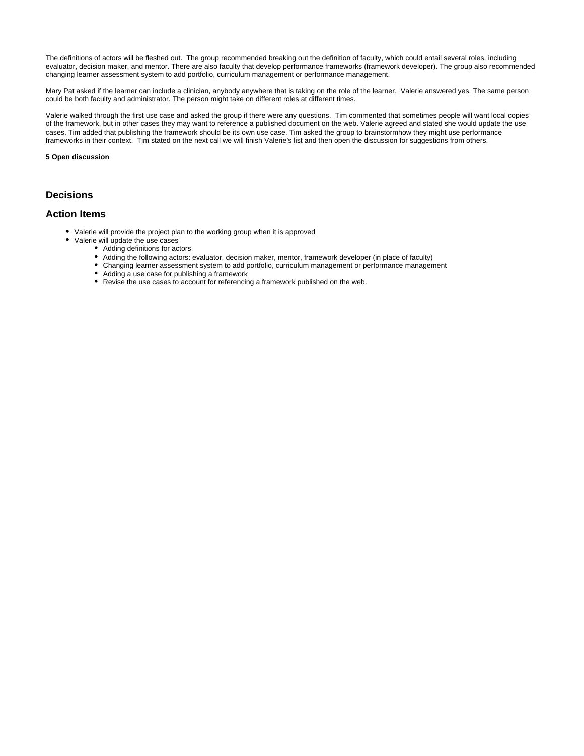The definitions of actors will be fleshed out. The group recommended breaking out the definition of faculty, which could entail several roles, including evaluator, decision maker, and mentor. There are also faculty that develop performance frameworks (framework developer). The group also recommended changing learner assessment system to add portfolio, curriculum management or performance management.

Mary Pat asked if the learner can include a clinician, anybody anywhere that is taking on the role of the learner. Valerie answered yes. The same person could be both faculty and administrator. The person might take on different roles at different times.

Valerie walked through the first use case and asked the group if there were any questions. Tim commented that sometimes people will want local copies of the framework, but in other cases they may want to reference a published document on the web. Valerie agreed and stated she would update the use cases. Tim added that publishing the framework should be its own use case. Tim asked the group to brainstormhow they might use performance frameworks in their context. Tim stated on the next call we will finish Valerie's list and then open the discussion for suggestions from others.

**5 Open discussion**

## Decisions

## Action Items

- Valerie will provide the project plan to the working group when it is approved
- Valerie will update the use cases
  - Adding definitions for actors
  - Adding the following actors: evaluator, decision maker, mentor, framework developer (in place of faculty)
  - Changing learner assessment system to add portfolio, curriculum management or performance management
  - Adding a use case for publishing a framework
  - Revise the use cases to account for referencing a framework published on the web.